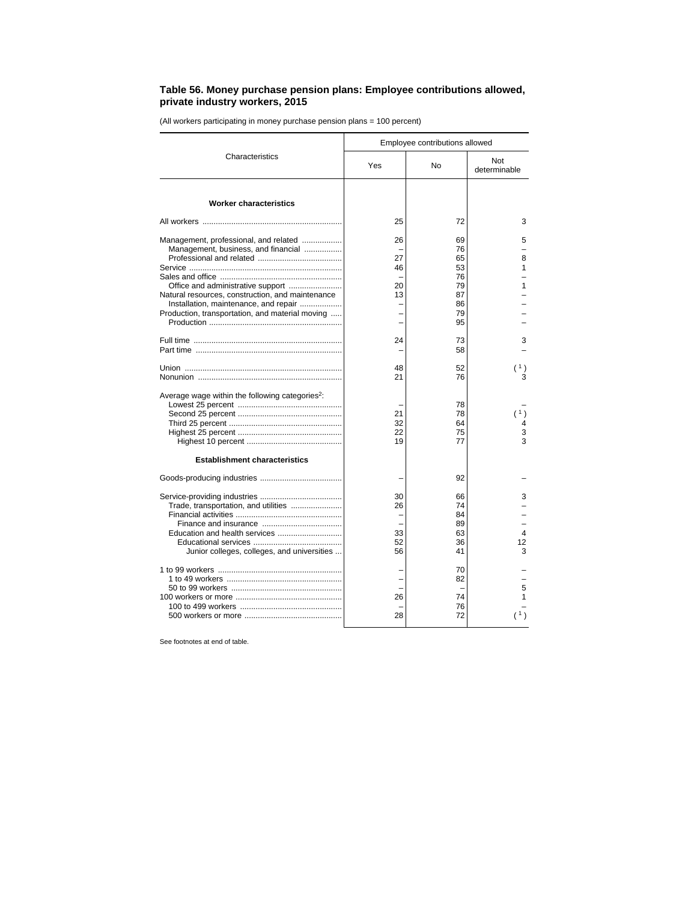## Table 56. Money purchase pension plans: Employee contributions allowed, private industry workers, 2015

(All workers participating in money purchase pension plans = 100 percent)

| Characteristics | Employee contributions allowed | | |
|---|---|---|---|
| | Yes | No | Not determinable |
| **Worker characteristics** | | | |
| All workers | 25 | 72 | 3 |
| Management, professional, and related | 26 | 69 | 5 |
| Management, business, and financial | – | 76 | – |
| Professional and related | 27 | 65 | 8 |
| Service | 46 | 53 | 1 |
| Sales and office | – | 76 | – |
| Office and administrative support | 20 | 79 | 1 |
| Natural resources, construction, and maintenance | 13 | 87 | – |
| Installation, maintenance, and repair | – | 86 | – |
| Production, transportation, and material moving | – | 79 | – |
| Production | – | 95 | – |
| Full time | 24 | 73 | 3 |
| Part time | – | 58 | – |
| Union | 48 | 52 | ( [1] ) |
| Nonunion | 21 | 76 | 3 |
| Average wage within the following categories[2]: | | | |
| Lowest 25 percent | – | 78 | – |
| Second 25 percent | 21 | 78 | ( [1] ) |
| Third 25 percent | 32 | 64 | 4 |
| Highest 25 percent | 22 | 75 | 3 |
| Highest 10 percent | 19 | 77 | 3 |
| **Establishment characteristics** | | | |
| Goods-producing industries | – | 92 | – |
| Service-providing industries | 30 | 66 | 3 |
| Trade, transportation, and utilities | 26 | 74 | – |
| Financial activities | – | 84 | – |
| Finance and insurance | – | 89 | – |
| Education and health services | 33 | 63 | 4 |
| Educational services | 52 | 36 | 12 |
| Junior colleges, colleges, and universities | 56 | 41 | 3 |
| 1 to 99 workers | – | 70 | – |
| 1 to 49 workers | – | 82 | – |
| 50 to 99 workers | – | – | 5 |
| 100 workers or more | 26 | 74 | 1 |
| 100 to 499 workers | – | 76 | – |
| 500 workers or more | 28 | 72 | ( [1] ) |

See footnotes at end of table.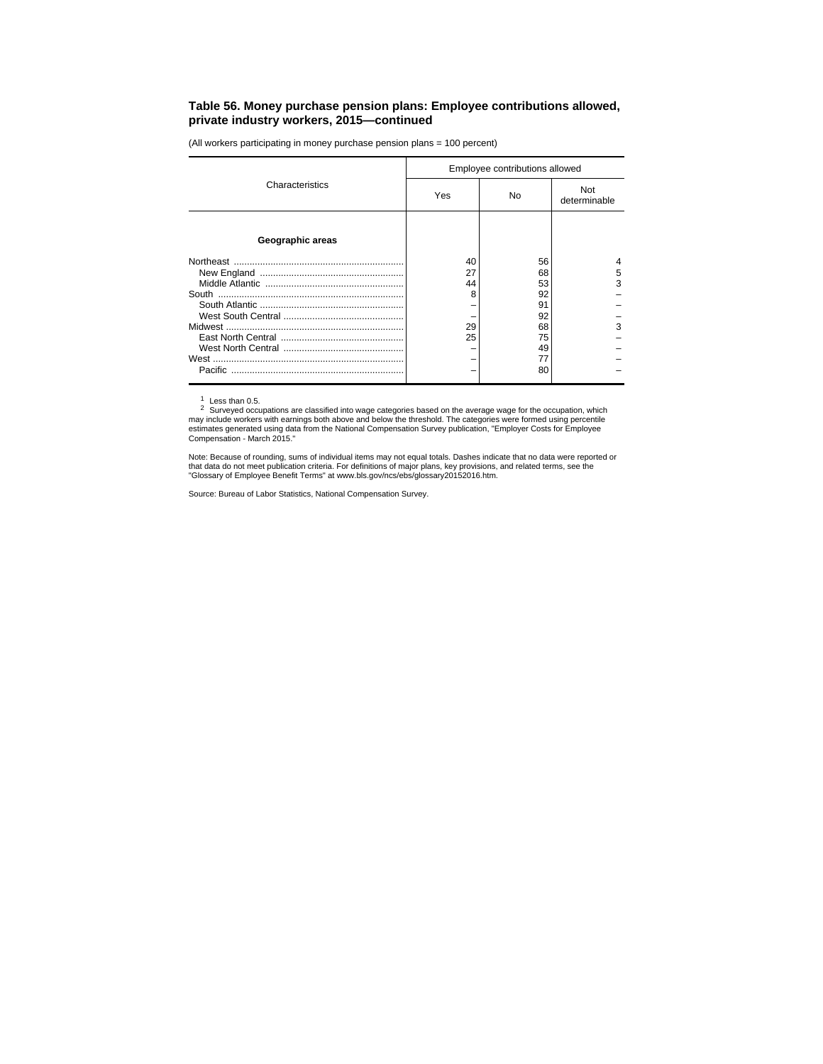### Table 56. Money purchase pension plans: Employee contributions allowed, private industry workers, 2015—continued

(All workers participating in money purchase pension plans = 100 percent)

| Characteristics | Employee contributions allowed | | |
|---|---|---|---|
| | Yes | No | Not determinable |
| **Geographic areas** | | | |
| Northeast | 40 | 56 | 4 |
| New England | 27 | 68 | 5 |
| Middle Atlantic | 44 | 53 | 3 |
| South | 8 | 92 | – |
| South Atlantic | – | 91 | – |
| West South Central | – | 92 | – |
| Midwest | 29 | 68 | 3 |
| East North Central | 25 | 75 | – |
| West North Central | – | 49 | – |
| West | – | 77 | – |
| Pacific | – | 80 | – |

[1] Less than 0.5.

[2] Surveyed occupations are classified into wage categories based on the average wage for the occupation, which may include workers with earnings both above and below the threshold. The categories were formed using percentile estimates generated using data from the National Compensation Survey publication, "Employer Costs for Employee Compensation - March 2015."

Note: Because of rounding, sums of individual items may not equal totals. Dashes indicate that no data were reported or that data do not meet publication criteria. For definitions of major plans, key provisions, and related terms, see the "Glossary of Employee Benefit Terms" at www.bls.gov/ncs/ebs/glossary20152016.htm.

Source: Bureau of Labor Statistics, National Compensation Survey.